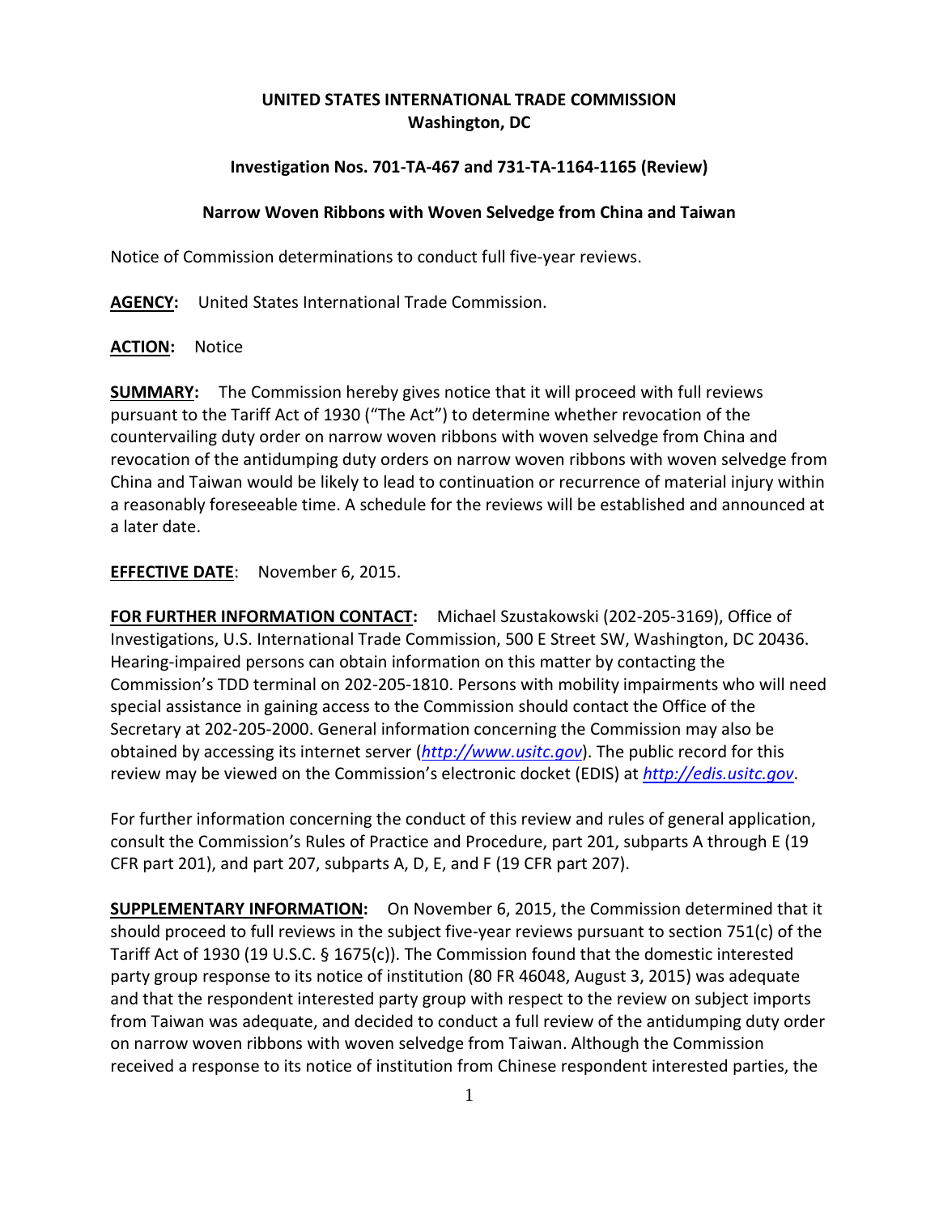**UNITED STATES INTERNATIONAL TRADE COMMISSION**
**Washington, DC**

**Investigation Nos. 701-TA-467 and 731-TA-1164-1165 (Review)**

**Narrow Woven Ribbons with Woven Selvedge from China and Taiwan**

Notice of Commission determinations to conduct full five-year reviews.

**AGENCY:** United States International Trade Commission.

**ACTION:** Notice

**SUMMARY:** The Commission hereby gives notice that it will proceed with full reviews pursuant to the Tariff Act of 1930 ("The Act") to determine whether revocation of the countervailing duty order on narrow woven ribbons with woven selvedge from China and revocation of the antidumping duty orders on narrow woven ribbons with woven selvedge from China and Taiwan would be likely to lead to continuation or recurrence of material injury within a reasonably foreseeable time. A schedule for the reviews will be established and announced at a later date.

**EFFECTIVE DATE**: November 6, 2015.

**FOR FURTHER INFORMATION CONTACT:** Michael Szustakowski (202-205-3169), Office of Investigations, U.S. International Trade Commission, 500 E Street SW, Washington, DC 20436. Hearing-impaired persons can obtain information on this matter by contacting the Commission's TDD terminal on 202-205-1810. Persons with mobility impairments who will need special assistance in gaining access to the Commission should contact the Office of the Secretary at 202-205-2000. General information concerning the Commission may also be obtained by accessing its internet server (*http://www.usitc.gov*). The public record for this review may be viewed on the Commission's electronic docket (EDIS) at *http://edis.usitc.gov*.

For further information concerning the conduct of this review and rules of general application, consult the Commission's Rules of Practice and Procedure, part 201, subparts A through E (19 CFR part 201), and part 207, subparts A, D, E, and F (19 CFR part 207).

**SUPPLEMENTARY INFORMATION:** On November 6, 2015, the Commission determined that it should proceed to full reviews in the subject five-year reviews pursuant to section 751(c) of the Tariff Act of 1930 (19 U.S.C. § 1675(c)). The Commission found that the domestic interested party group response to its notice of institution (80 FR 46048, August 3, 2015) was adequate and that the respondent interested party group with respect to the review on subject imports from Taiwan was adequate, and decided to conduct a full review of the antidumping duty order on narrow woven ribbons with woven selvedge from Taiwan. Although the Commission received a response to its notice of institution from Chinese respondent interested parties, the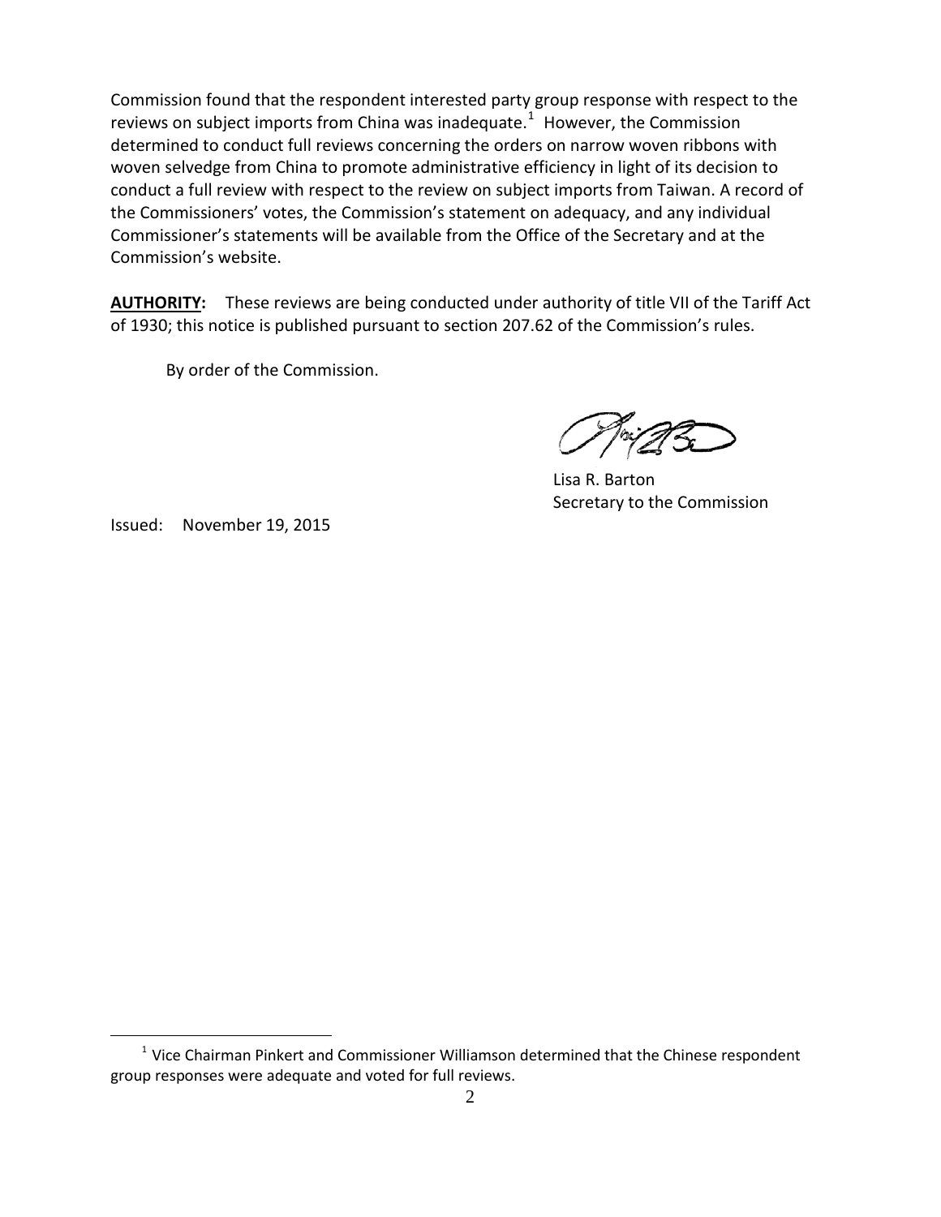Commission found that the respondent interested party group response with respect to the reviews on subject imports from China was inadequate.[1] However, the Commission determined to conduct full reviews concerning the orders on narrow woven ribbons with woven selvedge from China to promote administrative efficiency in light of its decision to conduct a full review with respect to the review on subject imports from Taiwan. A record of the Commissioners' votes, the Commission's statement on adequacy, and any individual Commissioner's statements will be available from the Office of the Secretary and at the Commission's website.

**AUTHORITY:** These reviews are being conducted under authority of title VII of the Tariff Act of 1930; this notice is published pursuant to section 207.62 of the Commission's rules.

By order of the Commission.

Lisa R. Barton
Secretary to the Commission

Issued: November 19, 2015

[1] Vice Chairman Pinkert and Commissioner Williamson determined that the Chinese respondent group responses were adequate and voted for full reviews.